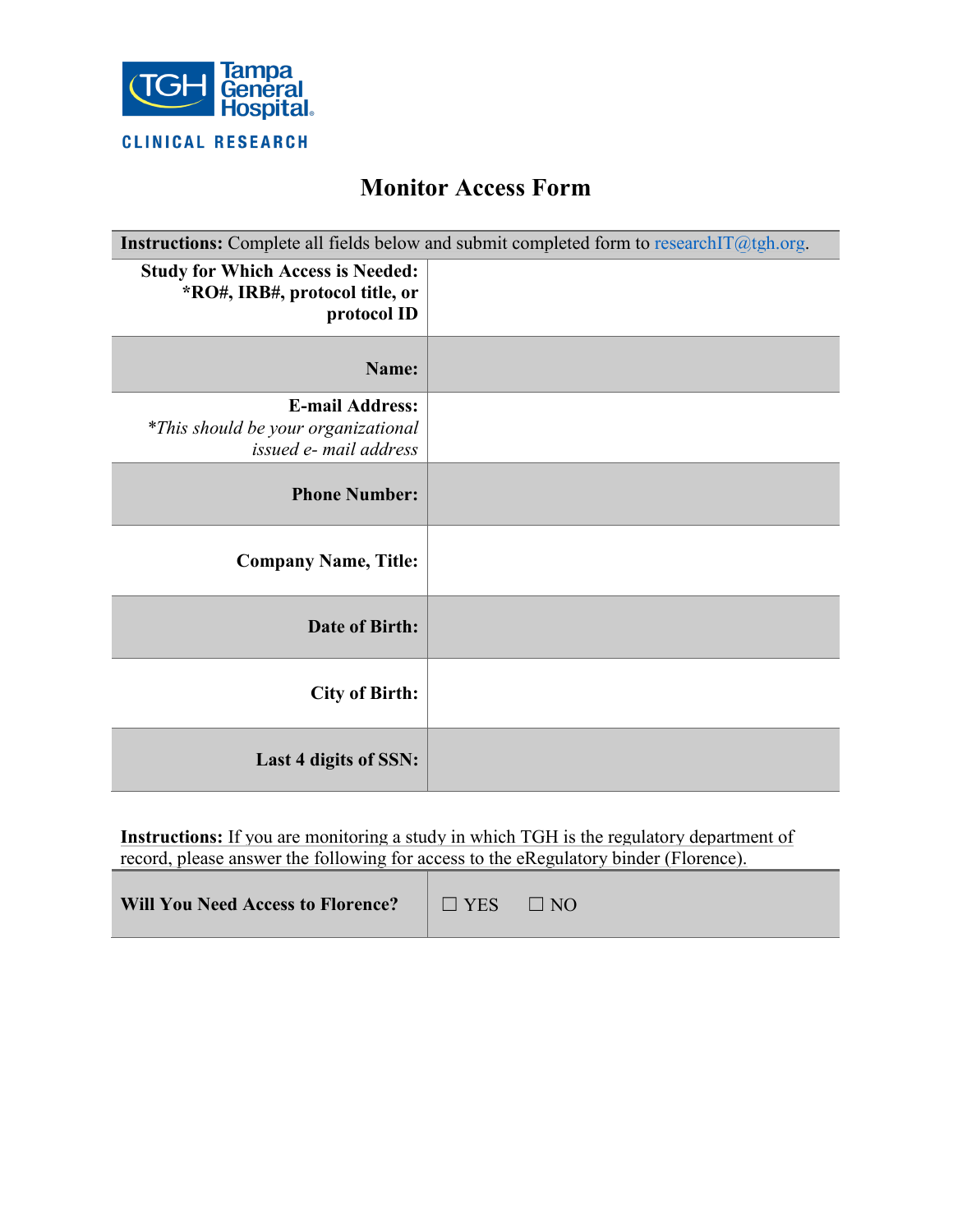Tampa General Hospital

CLINICAL RESEARCH

# Monitor Access Form

| **Instructions:** Complete all fields below and submit completed form to researchIT@tgh.org. | |
|---|---|
| **Study for Which Access is Needed: *RO#, IRB#, protocol title, or protocol ID** | |
| **Name:** | |
| **E-mail Address:** *\*This should be your organizational issued e- mail address* | |
| **Phone Number:** | |
| **Company Name, Title:** | |
| **Date of Birth:** | |
| **City of Birth:** | |
| **Last 4 digits of SSN:** | |

**Instructions:** If you are monitoring a study in which TGH is the regulatory department of record, please answer the following for access to the eRegulatory binder (Florence).

| | |
|---|---|
| **Will You Need Access to Florence?** | ☐ YES ☐ NO |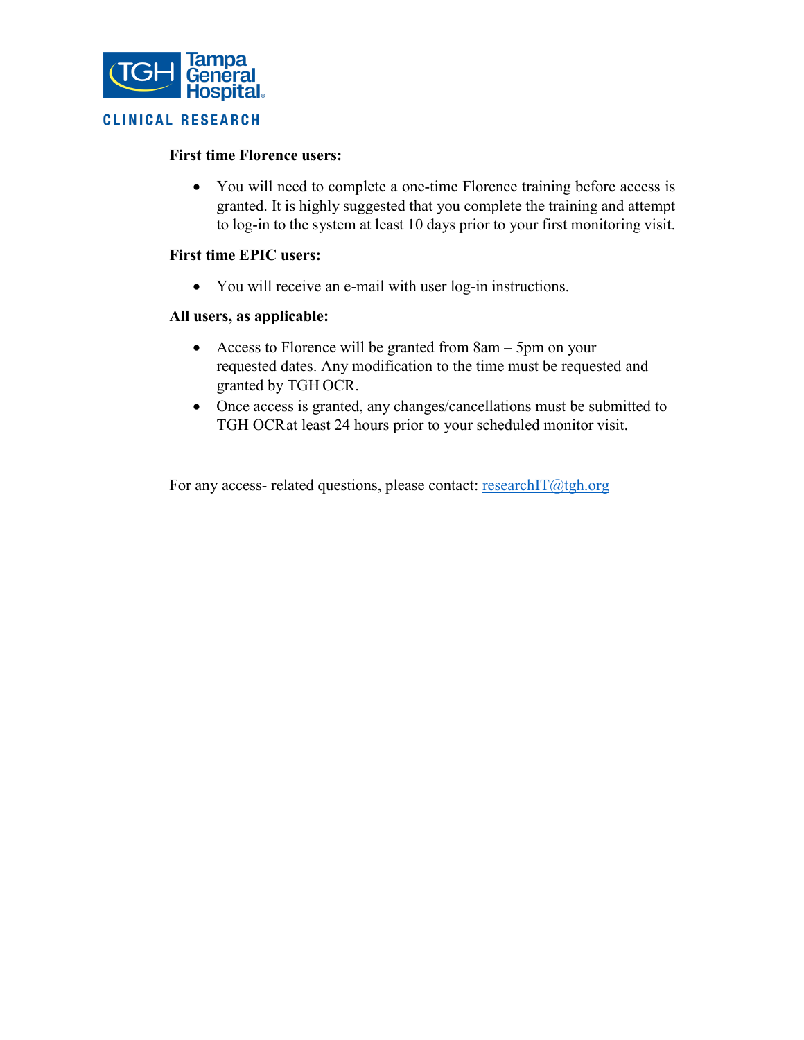**First time Florence users:**

- You will need to complete a one-time Florence training before access is granted. It is highly suggested that you complete the training and attempt to log-in to the system at least 10 days prior to your first monitoring visit.

**First time EPIC users:**

- You will receive an e-mail with user log-in instructions.

**All users, as applicable:**

- Access to Florence will be granted from 8am – 5pm on your requested dates. Any modification to the time must be requested and granted by TGH OCR.
- Once access is granted, any changes/cancellations must be submitted to TGH OCR at least 24 hours prior to your scheduled monitor visit.

For any access- related questions, please contact: researchIT@tgh.org